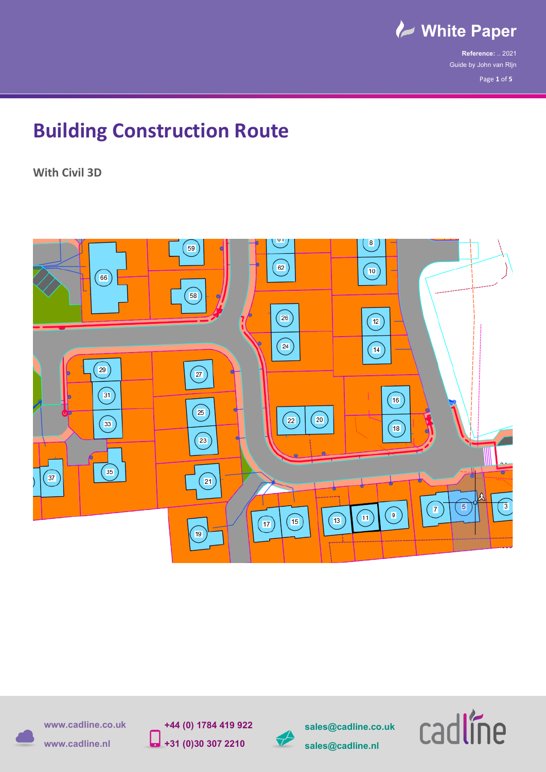# Building Construction Route

## With Civil 3D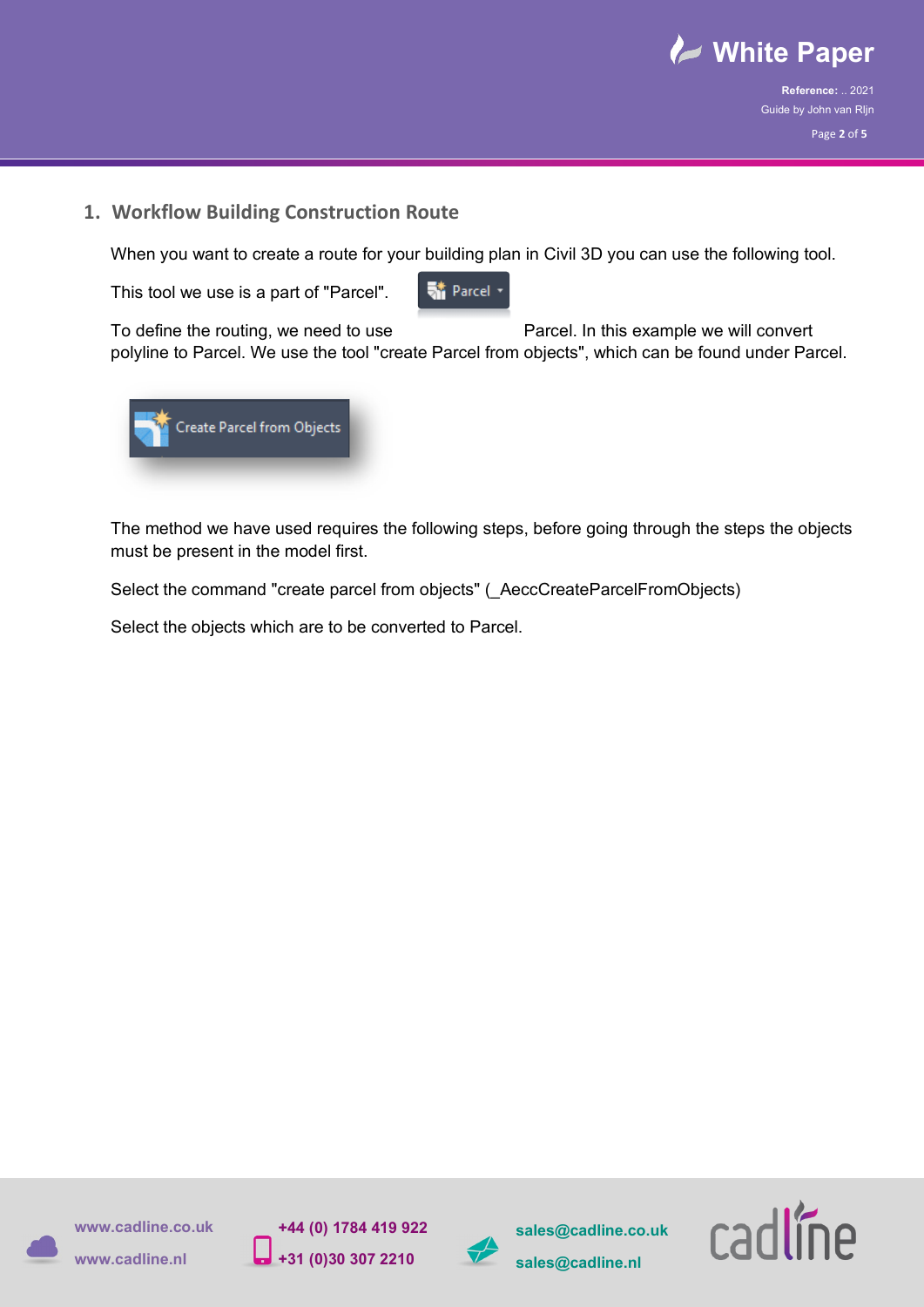## 1. Workflow Building Construction Route

When you want to create a route for your building plan in Civil 3D you can use the following tool.

This tool we use is a part of "Parcel".

To define the routing, we need to use Parcel. In this example we will convert polyline to Parcel. We use the tool "create Parcel from objects", which can be found under Parcel.

The method we have used requires the following steps, before going through the steps the objects must be present in the model first.

Select the command "create parcel from objects" (_AeccCreateParcelFromObjects)

Select the objects which are to be converted to Parcel.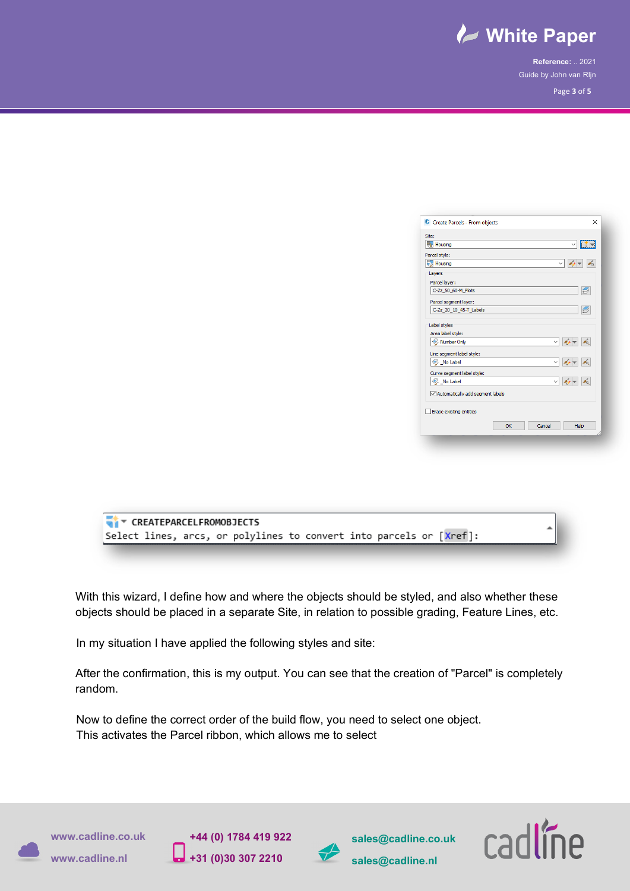With this wizard, I define how and where the objects should be styled, and also whether these objects should be placed in a separate Site, in relation to possible grading, Feature Lines, etc.

In my situation I have applied the following styles and site:

After the confirmation, this is my output. You can see that the creation of "Parcel" is completely random.

Now to define the correct order of the build flow, you need to select one object.
This activates the Parcel ribbon, which allows me to select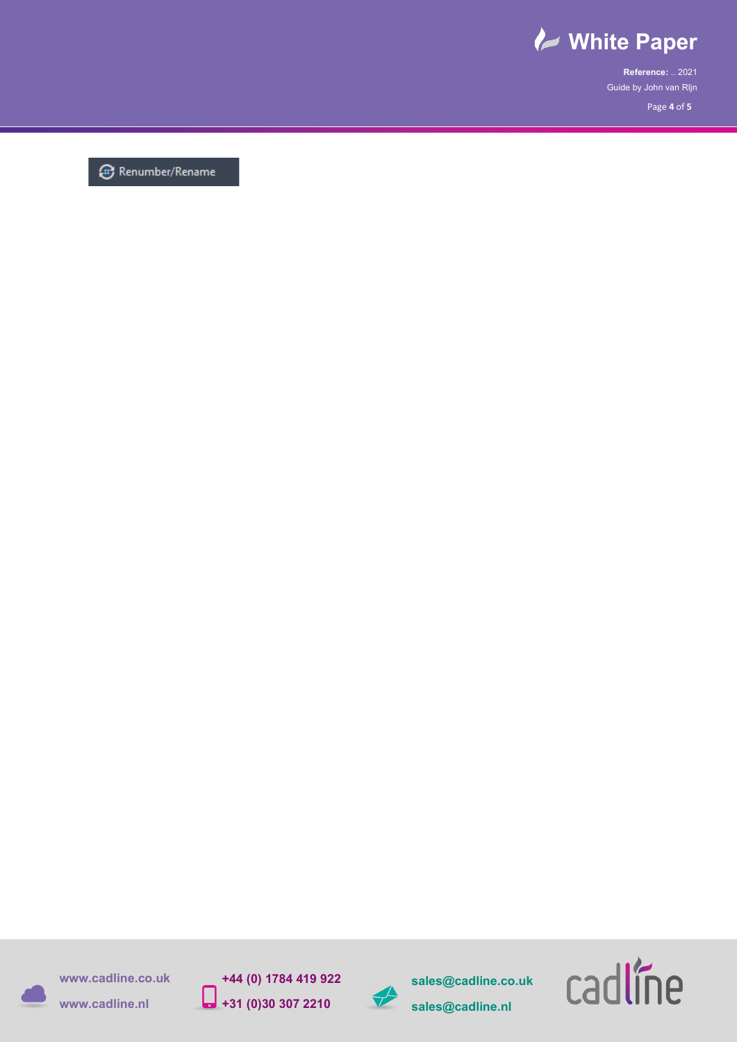Renumber/Rename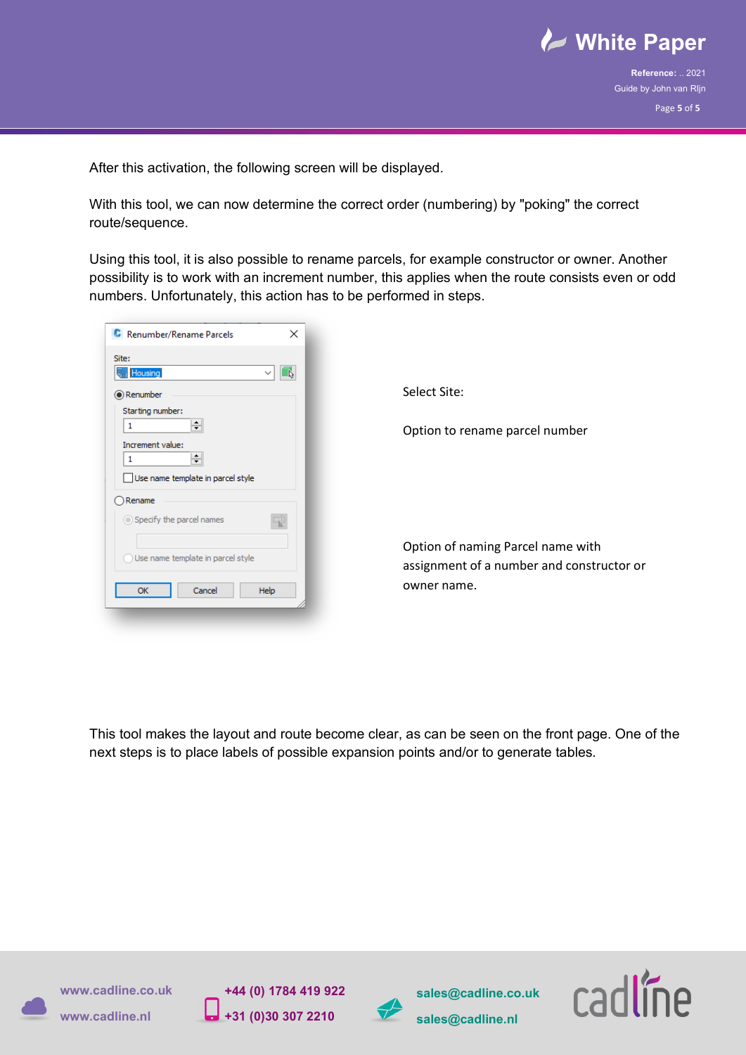After this activation, the following screen will be displayed.

With this tool, we can now determine the correct order (numbering) by "poking" the correct route/sequence.

Using this tool, it is also possible to rename parcels, for example constructor or owner. Another possibility is to work with an increment number, this applies when the route consists even or odd numbers. Unfortunately, this action has to be performed in steps.

Select Site:

Option to rename parcel number

Option of naming Parcel name with assignment of a number and constructor or owner name.

This tool makes the layout and route become clear, as can be seen on the front page. One of the next steps is to place labels of possible expansion points and/or to generate tables.